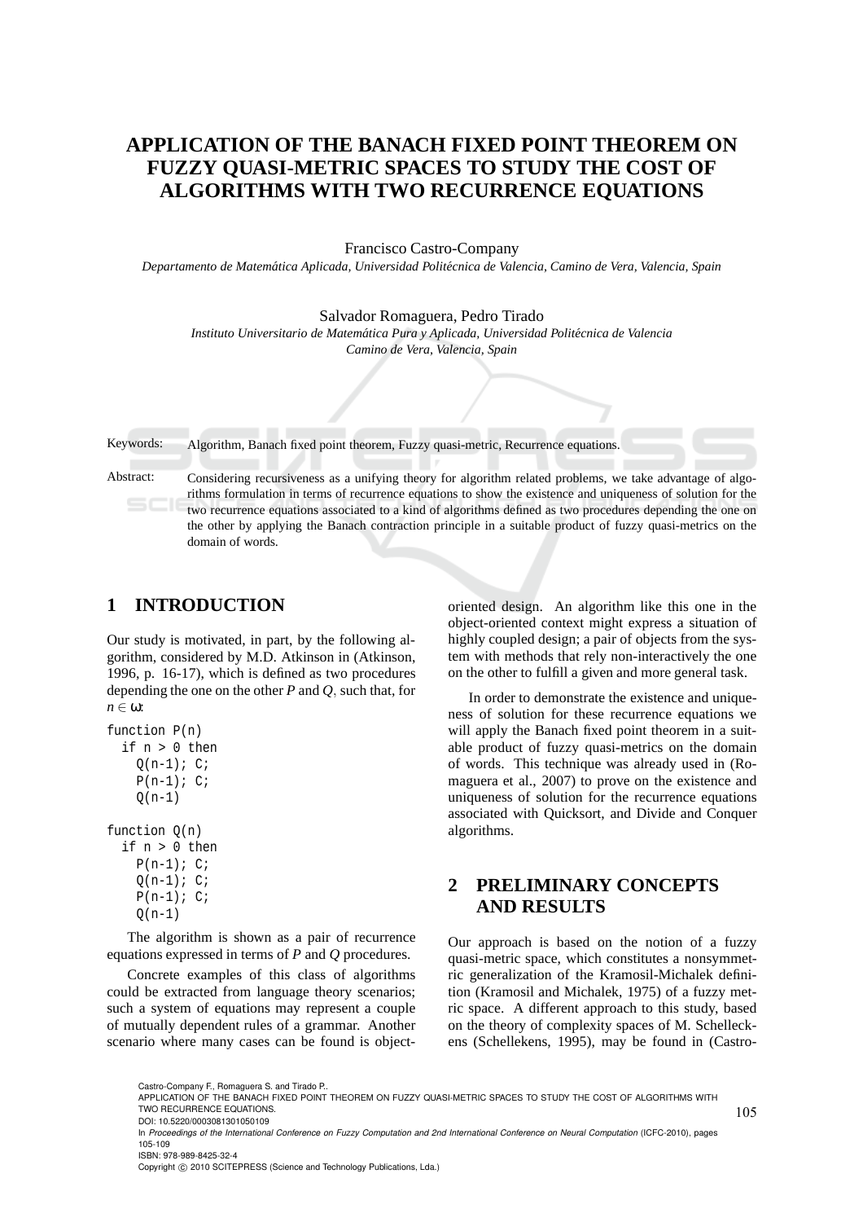# APPLICATION OF THE BANACH FIXED POINT THEOREM ON FUZZY QUASI-METRIC SPACES TO STUDY THE COST OF ALGORITHMS WITH TWO RECURRENCE EQUATIONS

Francisco Castro-Company

*Departamento de Matemática Aplicada, Universidad Politécnica de Valencia, Camino de Vera, Valencia, Spain*

Salvador Romaguera, Pedro Tirado

*Instituto Universitario de Matemática Pura y Aplicada, Universidad Politécnica de Valencia Camino de Vera, Valencia, Spain*

Keywords: Algorithm, Banach fixed point theorem, Fuzzy quasi-metric, Recurrence equations.

Abstract: Considering recursiveness as a unifying theory for algorithm related problems, we take advantage of algorithms formulation in terms of recurrence equations to show the existence and uniqueness of solution for the two recurrence equations associated to a kind of algorithms defined as two procedures depending the one on the other by applying the Banach contraction principle in a suitable product of fuzzy quasi-metrics on the domain of words.

## 1 INTRODUCTION

Our study is motivated, in part, by the following algorithm, considered by M.D. Atkinson in (Atkinson, 1996, p. 16-17), which is defined as two procedures depending the one on the other *P* and *Q*, such that, for $n \in \omega$:

```
function P(n)
  if n > 0 then
    Q(n-1); C;
    P(n-1); C;
    Q(n-1)

function Q(n)
  if n > 0 then
    P(n-1); C;
    Q(n-1); C;
    P(n-1); C;
    Q(n-1)
```

The algorithm is shown as a pair of recurrence equations expressed in terms of *P* and *Q* procedures.

Concrete examples of this class of algorithms could be extracted from language theory scenarios; such a system of equations may represent a couple of mutually dependent rules of a grammar. Another scenario where many cases can be found is object-oriented design. An algorithm like this one in the object-oriented context might express a situation of highly coupled design; a pair of objects from the system with methods that rely non-interactively the one on the other to fulfill a given and more general task.

In order to demonstrate the existence and uniqueness of solution for these recurrence equations we will apply the Banach fixed point theorem in a suitable product of fuzzy quasi-metrics on the domain of words. This technique was already used in (Romaguera et al., 2007) to prove on the existence and uniqueness of solution for the recurrence equations associated with Quicksort, and Divide and Conquer algorithms.

## 2 PRELIMINARY CONCEPTS AND RESULTS

Our approach is based on the notion of a fuzzy quasi-metric space, which constitutes a nonsymmetric generalization of the Kramosil-Michalek definition (Kramosil and Michalek, 1975) of a fuzzy metric space. A different approach to this study, based on the theory of complexity spaces of M. Schelleckens (Schellekens, 1995), may be found in (Castro-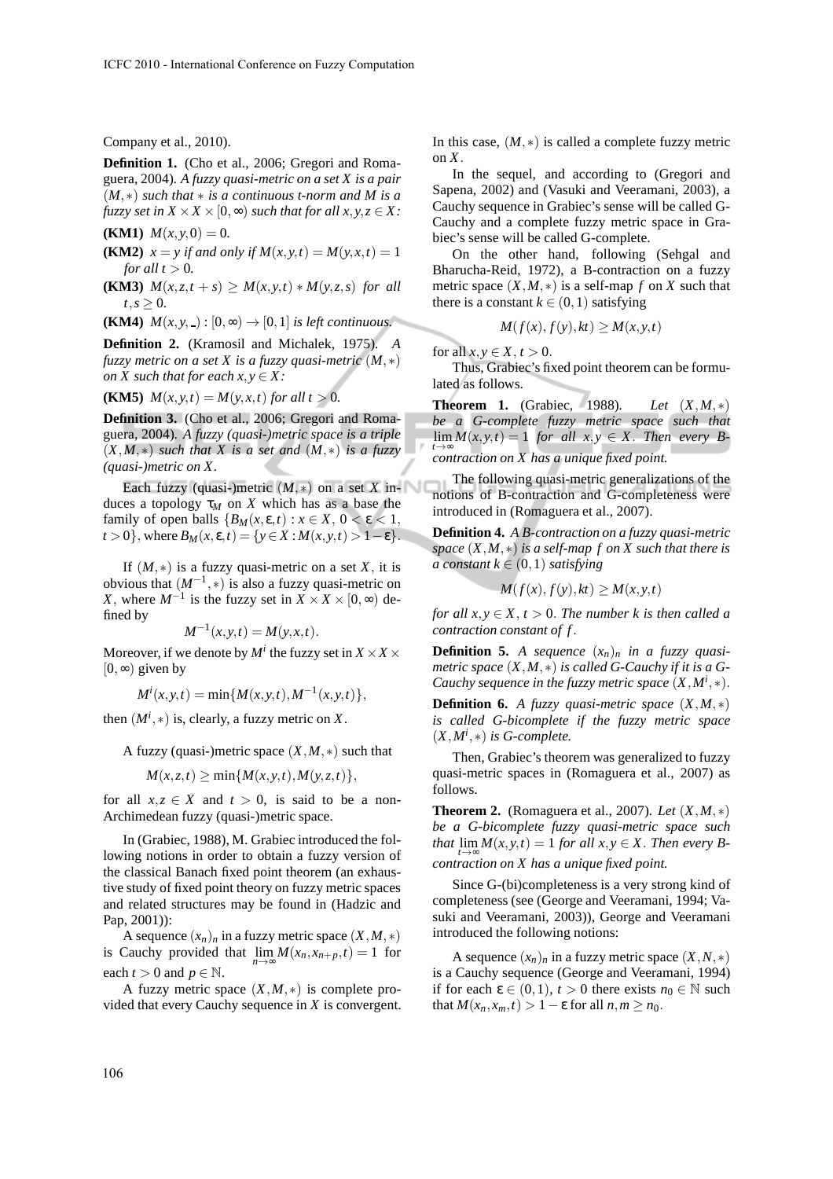Company et al., 2010).

**Definition 1.** (Cho et al., 2006; Gregori and Romaguera, 2004). *A fuzzy quasi-metric on a set $X$ is a pair $(M,*)$ such that $*$ is a continuous t-norm and $M$ is a fuzzy set in $X \times X \times [0,\infty)$ such that for all $x,y,z \in X$:*

**(KM1)** $M(x,y,0) = 0$.

**(KM2)** $x = y$ *if and only if* $M(x,y,t) = M(y,x,t) = 1$ *for all* $t > 0$.

**(KM3)** $M(x,z,t+s) \geq M(x,y,t) * M(y,z,s)$ *for all* $t,s \geq 0$.

**(KM4)** $M(x,y,\_) : [0,\infty) \to [0,1]$ *is left continuous.*

**Definition 2.** (Kramosil and Michalek, 1975). *A fuzzy metric on a set $X$ is a fuzzy quasi-metric $(M,*)$ on $X$ such that for each $x,y \in X$:*

**(KM5)** $M(x,y,t) = M(y,x,t)$ *for all* $t > 0$.

**Definition 3.** (Cho et al., 2006; Gregori and Romaguera, 2004). *A fuzzy (quasi-)metric space is a triple $(X,M,*)$ such that $X$ is a set and $(M,*)$ is a fuzzy (quasi-)metric on $X$.*

Each fuzzy (quasi-)metric $(M,*)$ on a set $X$ induces a topology $\tau_M$ on $X$ which has as a base the family of open balls $\{B_M(x,\varepsilon,t) : x \in X,\ 0 < \varepsilon < 1,\ t > 0\}$, where $B_M(x,\varepsilon,t) = \{y \in X : M(x,y,t) > 1-\varepsilon\}$.

If $(M,*)$ is a fuzzy quasi-metric on a set $X$, it is obvious that $(M^{-1},*)$ is also a fuzzy quasi-metric on $X$, where $M^{-1}$ is the fuzzy set in $X \times X \times [0,\infty)$ defined by

$$M^{-1}(x,y,t) = M(y,x,t).$$

Moreover, if we denote by $M^i$ the fuzzy set in $X \times X \times [0,\infty)$ given by

$$M^i(x,y,t) = \min\{M(x,y,t), M^{-1}(x,y,t)\},$$

then $(M^i,*)$ is, clearly, a fuzzy metric on $X$.

A fuzzy (quasi-)metric space $(X,M,*)$ such that

$$M(x,z,t) \geq \min\{M(x,y,t), M(y,z,t)\},$$

for all $x,z \in X$ and $t > 0$, is said to be a non-Archimedean fuzzy (quasi-)metric space.

In (Grabiec, 1988), M. Grabiec introduced the following notions in order to obtain a fuzzy version of the classical Banach fixed point theorem (an exhaustive study of fixed point theory on fuzzy metric spaces and related structures may be found in (Hadzic and Pap, 2001)):

A sequence $(x_n)_n$ in a fuzzy metric space $(X,M,*)$ is Cauchy provided that $\lim_{n\to\infty} M(x_n, x_{n+p}, t) = 1$ for each $t > 0$ and $p \in \mathbb{N}$.

A fuzzy metric space $(X,M,*)$ is complete provided that every Cauchy sequence in $X$ is convergent. In this case, $(M,*)$ is called a complete fuzzy metric on $X$.

In the sequel, and according to (Gregori and Sapena, 2002) and (Vasuki and Veeramani, 2003), a Cauchy sequence in Grabiec's sense will be called G-Cauchy and a complete fuzzy metric space in Grabiec's sense will be called G-complete.

On the other hand, following (Sehgal and Bharucha-Reid, 1972), a B-contraction on a fuzzy metric space $(X,M,*)$ is a self-map $f$ on $X$ such that there is a constant $k \in (0,1)$ satisfying

$$M(f(x), f(y), kt) \geq M(x,y,t)$$

for all $x,y \in X$, $t > 0$.

Thus, Grabiec's fixed point theorem can be formulated as follows.

**Theorem 1.** (Grabiec, 1988). *Let $(X,M,*)$ be a G-complete fuzzy metric space such that $\lim_{t\to\infty} M(x,y,t) = 1$ for all $x,y \in X$. Then every B-contraction on $X$ has a unique fixed point.*

The following quasi-metric generalizations of the notions of B-contraction and G-completeness were introduced in (Romaguera et al., 2007).

**Definition 4.** *A B-contraction on a fuzzy quasi-metric space $(X,M,*)$ is a self-map $f$ on $X$ such that there is a constant $k \in (0,1)$ satisfying*

$$M(f(x), f(y), kt) \geq M(x,y,t)$$

*for all $x,y \in X$, $t > 0$. The number $k$ is then called a contraction constant of $f$.*

**Definition 5.** *A sequence $(x_n)_n$ in a fuzzy quasi-metric space $(X,M,*)$ is called G-Cauchy if it is a G-Cauchy sequence in the fuzzy metric space $(X,M^i,*)$.*

**Definition 6.** *A fuzzy quasi-metric space $(X,M,*)$ is called G-bicomplete if the fuzzy metric space $(X,M^i,*)$ is G-complete.*

Then, Grabiec's theorem was generalized to fuzzy quasi-metric spaces in (Romaguera et al., 2007) as follows.

**Theorem 2.** (Romaguera et al., 2007). *Let $(X,M,*)$ be a G-bicomplete fuzzy quasi-metric space such that $\lim_{t\to\infty} M(x,y,t) = 1$ for all $x,y \in X$. Then every B-contraction on $X$ has a unique fixed point.*

Since G-(bi)completeness is a very strong kind of completeness (see (George and Veeramani, 1994; Vasuki and Veeramani, 2003)), George and Veeramani introduced the following notions:

A sequence $(x_n)_n$ in a fuzzy metric space $(X,N,*)$ is a Cauchy sequence (George and Veeramani, 1994) if for each $\varepsilon \in (0,1)$, $t > 0$ there exists $n_0 \in \mathbb{N}$ such that $M(x_n, x_m, t) > 1-\varepsilon$ for all $n,m \geq n_0$.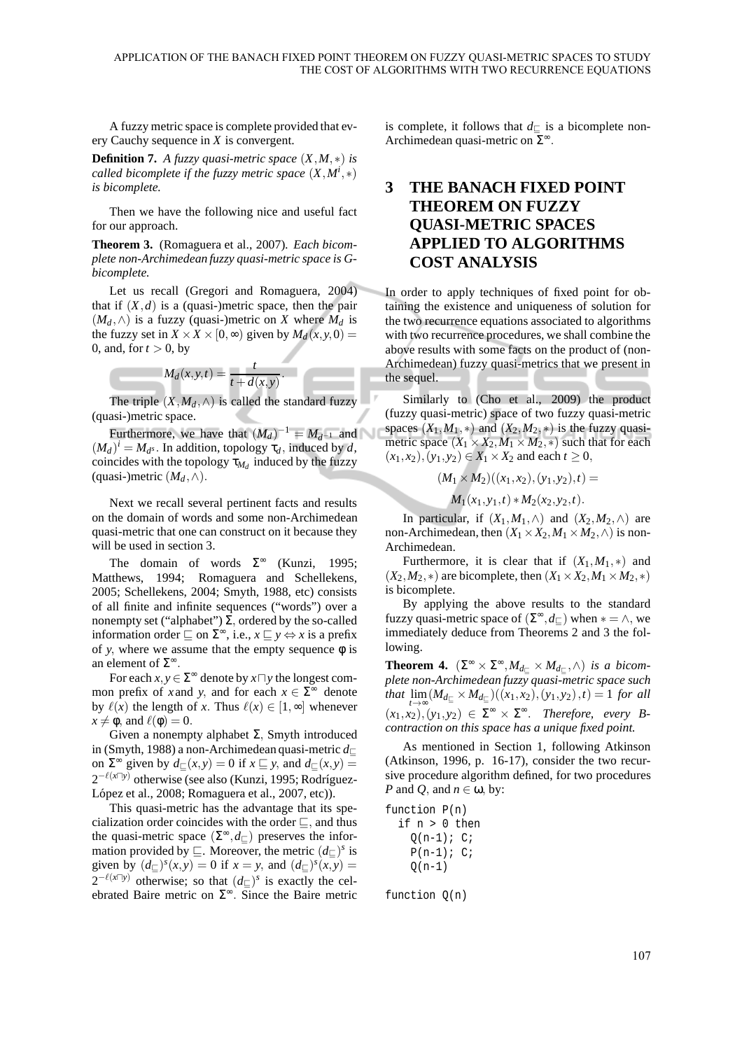A fuzzy metric space is complete provided that every Cauchy sequence in $X$ is convergent.

**Definition 7.** *A fuzzy quasi-metric space $(X,M,*)$ is called bicomplete if the fuzzy metric space $(X,M^i,*)$ is bicomplete.*

Then we have the following nice and useful fact for our approach.

**Theorem 3.** (Romaguera et al., 2007). *Each bicomplete non-Archimedean fuzzy quasi-metric space is G-bicomplete.*

Let us recall (Gregori and Romaguera, 2004) that if $(X,d)$ is a (quasi-)metric space, then the pair $(M_d,\wedge)$ is a fuzzy (quasi-)metric on $X$ where $M_d$ is the fuzzy set in $X\times X\times[0,\infty)$ given by $M_d(x,y,0)=0$, and, for $t>0$, by

$$M_d(x,y,t)=\frac{t}{t+d(x,y)}.$$

The triple $(X,M_d,\wedge)$ is called the standard fuzzy (quasi-)metric space.

Furthermore, we have that $(M_d)^{-1}=M_{d^{-1}}$ and $(M_d)^i=M_{d^s}$. In addition, topology $\tau_d$, induced by $d$, coincides with the topology $\tau_{M_d}$ induced by the fuzzy (quasi-)metric $(M_d,\wedge)$.

Next we recall several pertinent facts and results on the domain of words and some non-Archimedean quasi-metric that one can construct on it because they will be used in section 3.

The domain of words $\Sigma^\infty$ (Kunzi, 1995; Matthews, 1994; Romaguera and Schellekens, 2005; Schellekens, 2004; Smyth, 1988, etc) consists of all finite and infinite sequences ("words") over a nonempty set ("alphabet") $\Sigma$, ordered by the so-called information order $\sqsubseteq$ on $\Sigma^\infty$, i.e., $x\sqsubseteq y\Leftrightarrow x$ is a prefix of $y$, where we assume that the empty sequence $\phi$ is an element of $\Sigma^\infty$.

For each $x,y\in\Sigma^\infty$ denote by $x\sqcap y$ the longest common prefix of $x$ and $y$, and for each $x\in\Sigma^\infty$ denote by $\ell(x)$ the length of $x$. Thus $\ell(x)\in[1,\infty]$ whenever $x\neq\phi$, and $\ell(\phi)=0$.

Given a nonempty alphabet $\Sigma$, Smyth introduced in (Smyth, 1988) a non-Archimedean quasi-metric $d_\sqsubseteq$ on $\Sigma^\infty$ given by $d_\sqsubseteq(x,y)=0$ if $x\sqsubseteq y$, and $d_\sqsubseteq(x,y)=2^{-\ell(x\sqcap y)}$ otherwise (see also (Kunzi, 1995; Rodríguez-López et al., 2008; Romaguera et al., 2007, etc)).

This quasi-metric has the advantage that its specialization order coincides with the order $\sqsubseteq$, and thus the quasi-metric space $(\Sigma^\infty,d_\sqsubseteq)$ preserves the information provided by $\sqsubseteq$. Moreover, the metric $(d_\sqsubseteq)^s$ is given by $(d_\sqsubseteq)^s(x,y)=0$ if $x=y$, and $(d_\sqsubseteq)^s(x,y)=2^{-\ell(x\sqcap y)}$ otherwise; so that $(d_\sqsubseteq)^s$ is exactly the celebrated Baire metric on $\Sigma^\infty$. Since the Baire metric is complete, it follows that $d_\sqsubseteq$ is a bicomplete non-Archimedean quasi-metric on $\Sigma^\infty$.

# 3 THE BANACH FIXED POINT THEOREM ON FUZZY QUASI-METRIC SPACES APPLIED TO ALGORITHMS COST ANALYSIS

In order to apply techniques of fixed point for obtaining the existence and uniqueness of solution for the two recurrence equations associated to algorithms with two recurrence procedures, we shall combine the above results with some facts on the product of (non-Archimedean) fuzzy quasi-metrics that we present in the sequel.

Similarly to (Cho et al., 2009) the product (fuzzy quasi-metric) space of two fuzzy quasi-metric spaces $(X_1,M_1,*)$ and $(X_2,M_2,*)$ is the fuzzy quasi-metric space $(X_1\times X_2,M_1\times M_2,*)$ such that for each $(x_1,x_2),(y_1,y_2)\in X_1\times X_2$ and each $t\geq 0$,

$$(M_1\times M_2)((x_1,x_2),(y_1,y_2),t)=$$
$$M_1(x_1,y_1,t)*M_2(x_2,y_2,t).$$

In particular, if $(X_1,M_1,\wedge)$ and $(X_2,M_2,\wedge)$ are non-Archimedean, then $(X_1\times X_2,M_1\times M_2,\wedge)$ is non-Archimedean.

Furthermore, it is clear that if $(X_1,M_1,*)$ and $(X_2,M_2,*)$ are bicomplete, then $(X_1\times X_2,M_1\times M_2,*)$ is bicomplete.

By applying the above results to the standard fuzzy quasi-metric space of $(\Sigma^\infty,d_\sqsubseteq)$ when $*=\wedge$, we immediately deduce from Theorems 2 and 3 the following.

**Theorem 4.** *$(\Sigma^\infty\times\Sigma^\infty,M_{d_\sqsubseteq}\times M_{d_\sqsubseteq},\wedge)$ is a bicomplete non-Archimedean fuzzy quasi-metric space such that $\lim_{t\to\infty}(M_{d_\sqsubseteq}\times M_{d_\sqsubseteq})((x_1,x_2),(y_1,y_2),t)=1$ for all $(x_1,x_2),(y_1,y_2)\in\Sigma^\infty\times\Sigma^\infty$. Therefore, every B-contraction on this space has a unique fixed point.*

As mentioned in Section 1, following Atkinson (Atkinson, 1996, p. 16-17), consider the two recursive procedure algorithm defined, for two procedures $P$ and $Q$, and $n\in\omega$, by:

```
function P(n)
  if n > 0 then
    Q(n-1); C;
    P(n-1); C;
    Q(n-1)

function Q(n)
```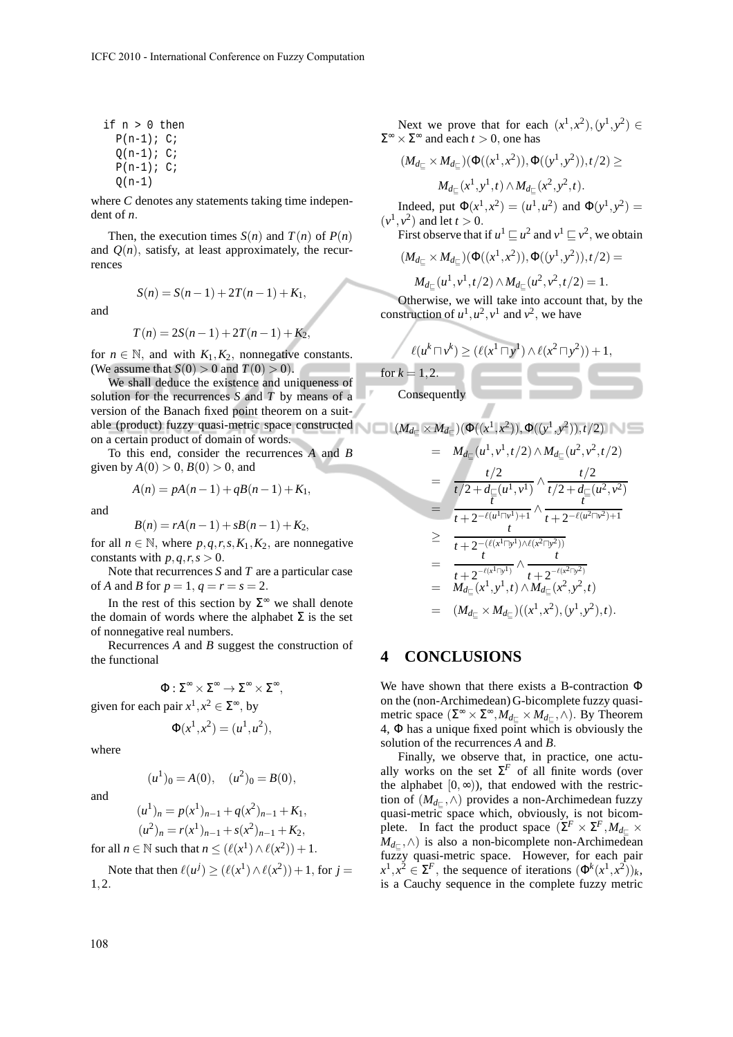```
if n > 0 then
  P(n-1); C;
  Q(n-1); C;
  P(n-1); C;
  Q(n-1)
```

where $C$ denotes any statements taking time independent of $n$.

Then, the execution times $S(n)$ and $T(n)$ of $P(n)$ and $Q(n)$, satisfy, at least approximately, the recurrences

$$S(n) = S(n-1) + 2T(n-1) + K_1,$$

and

$$T(n) = 2S(n-1) + 2T(n-1) + K_2,$$

for $n \in \mathbb{N}$, and with $K_1, K_2$, nonnegative constants. (We assume that $S(0) > 0$ and $T(0) > 0$).

We shall deduce the existence and uniqueness of solution for the recurrences $S$ and $T$ by means of a version of the Banach fixed point theorem on a suitable (product) fuzzy quasi-metric space constructed on a certain product of domain of words.

To this end, consider the recurrences $A$ and $B$ given by $A(0) > 0$, $B(0) > 0$, and

$$A(n) = pA(n-1) + qB(n-1) + K_1,$$

and

$$B(n) = rA(n-1) + sB(n-1) + K_2,$$

for all $n \in \mathbb{N}$, where $p, q, r, s, K_1, K_2$, are nonnegative constants with $p, q, r, s > 0$.

Note that recurrences $S$ and $T$ are a particular case of $A$ and $B$ for $p = 1$, $q = r = s = 2$.

In the rest of this section by $\Sigma^\infty$ we shall denote the domain of words where the alphabet $\Sigma$ is the set of nonnegative real numbers.

Recurrences $A$ and $B$ suggest the construction of the functional

$$\Phi : \Sigma^\infty \times \Sigma^\infty \to \Sigma^\infty \times \Sigma^\infty,$$

given for each pair $x^1, x^2 \in \Sigma^\infty$, by

$$\Phi(x^1, x^2) = (u^1, u^2),$$

where

$$(u^1)_0 = A(0), \quad (u^2)_0 = B(0),$$

and

$$(u^1)_n = p(x^1)_{n-1} + q(x^2)_{n-1} + K_1,$$
$$(u^2)_n = r(x^1)_{n-1} + s(x^2)_{n-1} + K_2,$$

for all $n \in \mathbb{N}$ such that $n \leq (\ell(x^1) \wedge \ell(x^2)) + 1$.

Note that then $\ell(u^j) \geq (\ell(x^1) \wedge \ell(x^2)) + 1$, for $j = 1, 2$.

Next we prove that for each $(x^1, x^2), (y^1, y^2) \in \Sigma^\infty \times \Sigma^\infty$ and each $t > 0$, one has

$$(M_{d_\sqsubseteq} \times M_{d_\sqsubseteq})(\Phi((x^1, x^2)), \Phi((y^1, y^2)), t/2) \geq$$
$$M_{d_\sqsubseteq}(x^1, y^1, t) \wedge M_{d_\sqsubseteq}(x^2, y^2, t).$$

Indeed, put $\Phi(x^1, x^2) = (u^1, u^2)$ and $\Phi(y^1, y^2) = (v^1, v^2)$ and let $t > 0$.

First observe that if $u^1 \sqsubseteq u^2$ and $v^1 \sqsubseteq v^2$, we obtain

$$(M_{d_\sqsubseteq} \times M_{d_\sqsubseteq})(\Phi((x^1, x^2)), \Phi((y^1, y^2)), t/2) =$$
$$M_{d_\sqsubseteq}(u^1, v^1, t/2) \wedge M_{d_\sqsubseteq}(u^2, v^2, t/2) = 1.$$

Otherwise, we will take into account that, by the construction of $u^1, u^2, v^1$ and $v^2$, we have

$$\ell(u^k \sqcap v^k) \geq (\ell(x^1 \sqcap y^1) \wedge \ell(x^2 \sqcap y^2)) + 1,$$

for $k = 1, 2$.

Consequently

$$\begin{aligned}
&(M_{d_\sqsubseteq} \times M_{d_\sqsubseteq})(\Phi((x^1, x^2)), \Phi((y^1, y^2)), t/2) \\
&= M_{d_\sqsubseteq}(u^1, v^1, t/2) \wedge M_{d_\sqsubseteq}(u^2, v^2, t/2) \\
&= \frac{t/2}{t/2 + d_\sqsubseteq(u^1, v^1)} \wedge \frac{t/2}{t/2 + d_\sqsubseteq(u^2, v^2)} \\
&= \frac{t}{t + 2^{-\ell(u^1 \sqcap v^1)+1}} \wedge \frac{t}{t + 2^{-\ell(u^2 \sqcap v^2)+1}} \\
&\geq \frac{t}{t + 2^{-(\ell(x^1 \sqcap y^1) \wedge \ell(x^2 \sqcap y^2))}} \\
&= \frac{t}{t + 2^{-\ell(x^1 \sqcap y^1)}} \wedge \frac{t}{t + 2^{-\ell(x^2 \sqcap y^2)}} \\
&= M_{d_\sqsubseteq}(x^1, y^1, t) \wedge M_{d_\sqsubseteq}(x^2, y^2, t) \\
&= (M_{d_\sqsubseteq} \times M_{d_\sqsubseteq})((x^1, x^2), (y^1, y^2), t).
\end{aligned}$$

## 4 CONCLUSIONS

We have shown that there exists a B-contraction $\Phi$ on the (non-Archimedean) G-bicomplete fuzzy quasi-metric space $(\Sigma^\infty \times \Sigma^\infty, M_{d_\sqsubseteq} \times M_{d_\sqsubseteq}, \wedge)$. By Theorem 4, $\Phi$ has a unique fixed point which is obviously the solution of the recurrences $A$ and $B$.

Finally, we observe that, in practice, one actually works on the set $\Sigma^F$ of all finite words (over the alphabet $[0, \infty)$), that endowed with the restriction of $(M_{d_\sqsubseteq}, \wedge)$ provides a non-Archimedean fuzzy quasi-metric space which, obviously, is not bicomplete. In fact the product space $(\Sigma^F \times \Sigma^F, M_{d_\sqsubseteq} \times M_{d_\sqsubseteq}, \wedge)$ is also a non-bicomplete non-Archimedean fuzzy quasi-metric space. However, for each pair $x^1, x^2 \in \Sigma^F$, the sequence of iterations $(\Phi^k(x^1, x^2))_k$, is a Cauchy sequence in the complete fuzzy metric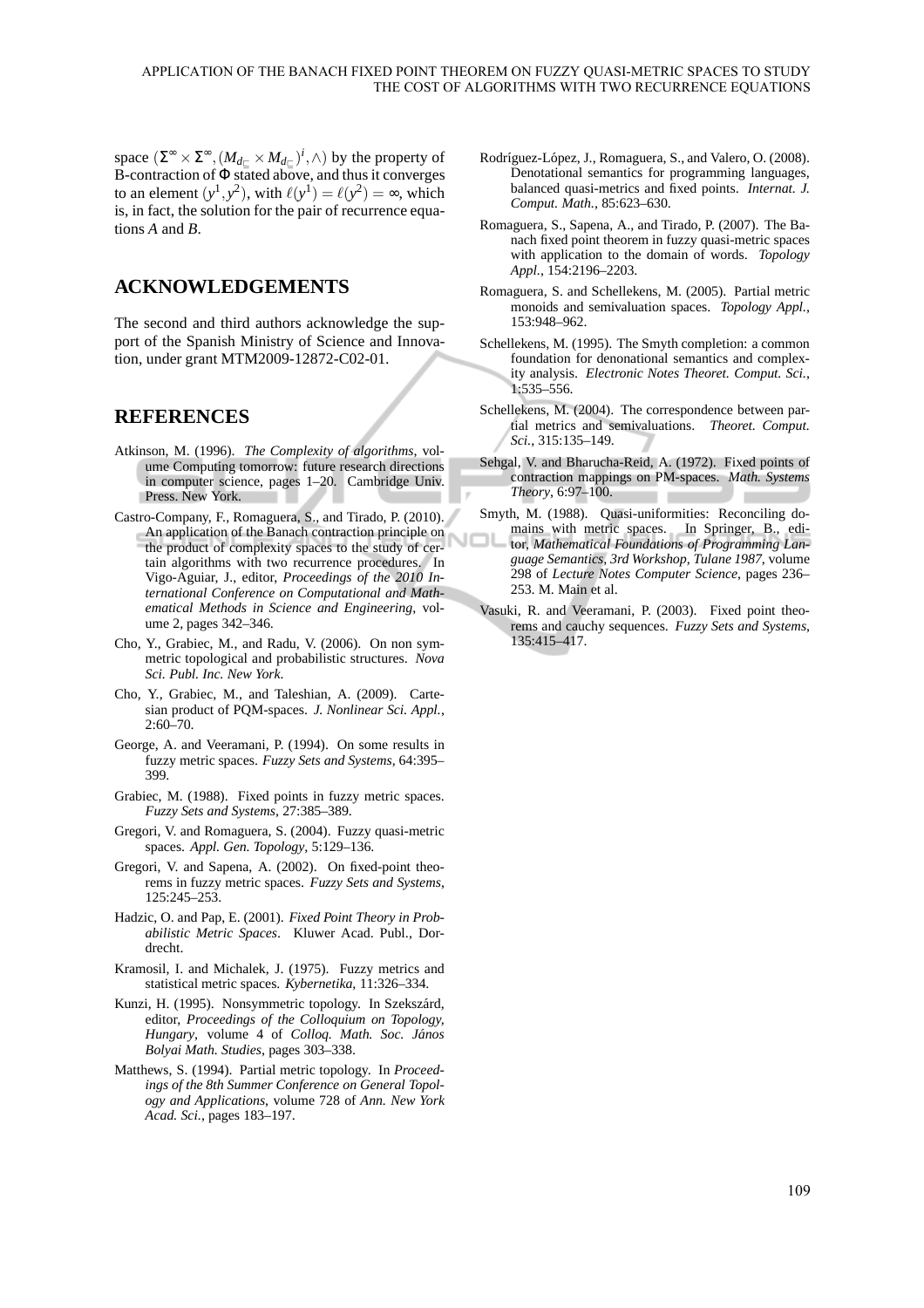space $(\Sigma^\infty \times \Sigma^\infty, (M_{d_\sqsubseteq} \times M_{d_\sqsubseteq})^i, \wedge)$ by the property of B-contraction of $\Phi$ stated above, and thus it converges to an element $(y^1, y^2)$, with $\ell(y^1) = \ell(y^2) = \infty$, which is, in fact, the solution for the pair of recurrence equations $A$ and $B$.

## ACKNOWLEDGEMENTS

The second and third authors acknowledge the support of the Spanish Ministry of Science and Innovation, under grant MTM2009-12872-C02-01.

## REFERENCES

Atkinson, M. (1996). *The Complexity of algorithms*, volume Computing tomorrow: future research directions in computer science, pages 1–20. Cambridge Univ. Press. New York.

Castro-Company, F., Romaguera, S., and Tirado, P. (2010). An application of the Banach contraction principle on the product of complexity spaces to the study of certain algorithms with two recurrence procedures. In Vigo-Aguiar, J., editor, *Proceedings of the 2010 International Conference on Computational and Mathematical Methods in Science and Engineering*, volume 2, pages 342–346.

Cho, Y., Grabiec, M., and Radu, V. (2006). On non symmetric topological and probabilistic structures. *Nova Sci. Publ. Inc. New York*.

Cho, Y., Grabiec, M., and Taleshian, A. (2009). Cartesian product of PQM-spaces. *J. Nonlinear Sci. Appl.*, 2:60–70.

George, A. and Veeramani, P. (1994). On some results in fuzzy metric spaces. *Fuzzy Sets and Systems*, 64:395–399.

Grabiec, M. (1988). Fixed points in fuzzy metric spaces. *Fuzzy Sets and Systems*, 27:385–389.

Gregori, V. and Romaguera, S. (2004). Fuzzy quasi-metric spaces. *Appl. Gen. Topology*, 5:129–136.

Gregori, V. and Sapena, A. (2002). On fixed-point theorems in fuzzy metric spaces. *Fuzzy Sets and Systems*, 125:245–253.

Hadzic, O. and Pap, E. (2001). *Fixed Point Theory in Probabilistic Metric Spaces*. Kluwer Acad. Publ., Dordrecht.

Kramosil, I. and Michalek, J. (1975). Fuzzy metrics and statistical metric spaces. *Kybernetika*, 11:326–334.

Kunzi, H. (1995). Nonsymmetric topology. In Szekszárd, editor, *Proceedings of the Colloquium on Topology, Hungary*, volume 4 of *Colloq. Math. Soc. János Bolyai Math. Studies*, pages 303–338.

Matthews, S. (1994). Partial metric topology. In *Proceedings of the 8th Summer Conference on General Topology and Applications*, volume 728 of *Ann. New York Acad. Sci.*, pages 183–197.

Rodríguez-López, J., Romaguera, S., and Valero, O. (2008). Denotational semantics for programming languages, balanced quasi-metrics and fixed points. *Internat. J. Comput. Math.*, 85:623–630.

Romaguera, S., Sapena, A., and Tirado, P. (2007). The Banach fixed point theorem in fuzzy quasi-metric spaces with application to the domain of words. *Topology Appl.*, 154:2196–2203.

Romaguera, S. and Schellekens, M. (2005). Partial metric monoids and semivaluation spaces. *Topology Appl.*, 153:948–962.

Schellekens, M. (1995). The Smyth completion: a common foundation for denonational semantics and complexity analysis. *Electronic Notes Theoret. Comput. Sci.*, 1:535–556.

Schellekens, M. (2004). The correspondence between partial metrics and semivaluations. *Theoret. Comput. Sci.*, 315:135–149.

Sehgal, V. and Bharucha-Reid, A. (1972). Fixed points of contraction mappings on PM-spaces. *Math. Systems Theory*, 6:97–100.

Smyth, M. (1988). Quasi-uniformities: Reconciling domains with metric spaces. In Springer, B., editor, *Mathematical Foundations of Programming Language Semantics, 3rd Workshop, Tulane 1987*, volume 298 of *Lecture Notes Computer Science*, pages 236–253. M. Main et al.

Vasuki, R. and Veeramani, P. (2003). Fixed point theorems and cauchy sequences. *Fuzzy Sets and Systems*, 135:415–417.